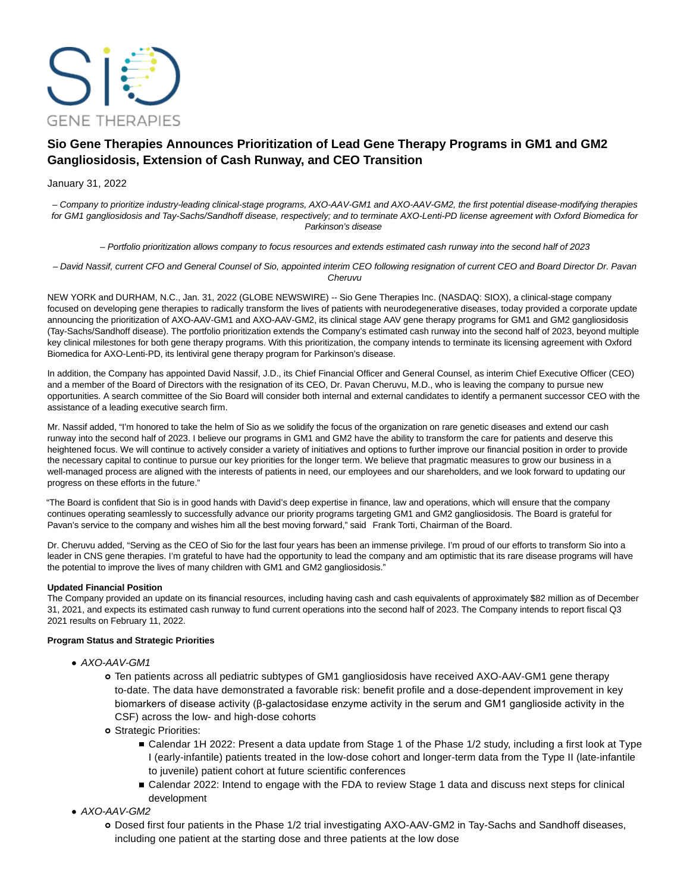# Sio Gene Therapies Announces Prioritization of Lead Gene Therapy Programs in GM1 and GM2 Gangliosidosis, Extension of Cash Runway, and CEO Transition

January 31, 2022

*– Company to prioritize industry-leading clinical-stage programs, AXO-AAV-GM1 and AXO-AAV-GM2, the first potential disease-modifying therapies for GM1 gangliosidosis and Tay-Sachs/Sandhoff disease, respectively; and to terminate AXO-Lenti-PD license agreement with Oxford Biomedica for Parkinson's disease*

*– Portfolio prioritization allows company to focus resources and extends estimated cash runway into the second half of 2023*

*– David Nassif, current CFO and General Counsel of Sio, appointed interim CEO following resignation of current CEO and Board Director Dr. Pavan Cheruvu*

NEW YORK and DURHAM, N.C., Jan. 31, 2022 (GLOBE NEWSWIRE) -- Sio Gene Therapies Inc. (NASDAQ: SIOX), a clinical-stage company focused on developing gene therapies to radically transform the lives of patients with neurodegenerative diseases, today provided a corporate update announcing the prioritization of AXO-AAV-GM1 and AXO-AAV-GM2, its clinical stage AAV gene therapy programs for GM1 and GM2 gangliosidosis (Tay-Sachs/Sandhoff disease). The portfolio prioritization extends the Company's estimated cash runway into the second half of 2023, beyond multiple key clinical milestones for both gene therapy programs. With this prioritization, the company intends to terminate its licensing agreement with Oxford Biomedica for AXO-Lenti-PD, its lentiviral gene therapy program for Parkinson's disease.

In addition, the Company has appointed David Nassif, J.D., its Chief Financial Officer and General Counsel, as interim Chief Executive Officer (CEO) and a member of the Board of Directors with the resignation of its CEO, Dr. Pavan Cheruvu, M.D., who is leaving the company to pursue new opportunities. A search committee of the Sio Board will consider both internal and external candidates to identify a permanent successor CEO with the assistance of a leading executive search firm.

Mr. Nassif added, "I'm honored to take the helm of Sio as we solidify the focus of the organization on rare genetic diseases and extend our cash runway into the second half of 2023. I believe our programs in GM1 and GM2 have the ability to transform the care for patients and deserve this heightened focus. We will continue to actively consider a variety of initiatives and options to further improve our financial position in order to provide the necessary capital to continue to pursue our key priorities for the longer term. We believe that pragmatic measures to grow our business in a well-managed process are aligned with the interests of patients in need, our employees and our shareholders, and we look forward to updating our progress on these efforts in the future."

"The Board is confident that Sio is in good hands with David's deep expertise in finance, law and operations, which will ensure that the company continues operating seamlessly to successfully advance our priority programs targeting GM1 and GM2 gangliosidosis. The Board is grateful for Pavan's service to the company and wishes him all the best moving forward," said Frank Torti, Chairman of the Board.

Dr. Cheruvu added, "Serving as the CEO of Sio for the last four years has been an immense privilege. I'm proud of our efforts to transform Sio into a leader in CNS gene therapies. I'm grateful to have had the opportunity to lead the company and am optimistic that its rare disease programs will have the potential to improve the lives of many children with GM1 and GM2 gangliosidosis."

**Updated Financial Position**

The Company provided an update on its financial resources, including having cash and cash equivalents of approximately $82 million as of December 31, 2021, and expects its estimated cash runway to fund current operations into the second half of 2023. The Company intends to report fiscal Q3 2021 results on February 11, 2022.

**Program Status and Strategic Priorities**

- *AXO-AAV-GM1*
  - Ten patients across all pediatric subtypes of GM1 gangliosidosis have received AXO-AAV-GM1 gene therapy to-date. The data have demonstrated a favorable risk: benefit profile and a dose-dependent improvement in key biomarkers of disease activity (β-galactosidase enzyme activity in the serum and GM1 ganglioside activity in the CSF) across the low- and high-dose cohorts
  - Strategic Priorities:
    - Calendar 1H 2022: Present a data update from Stage 1 of the Phase 1/2 study, including a first look at Type I (early-infantile) patients treated in the low-dose cohort and longer-term data from the Type II (late-infantile to juvenile) patient cohort at future scientific conferences
    - Calendar 2022: Intend to engage with the FDA to review Stage 1 data and discuss next steps for clinical development
- *AXO-AAV-GM2*
  - Dosed first four patients in the Phase 1/2 trial investigating AXO-AAV-GM2 in Tay-Sachs and Sandhoff diseases, including one patient at the starting dose and three patients at the low dose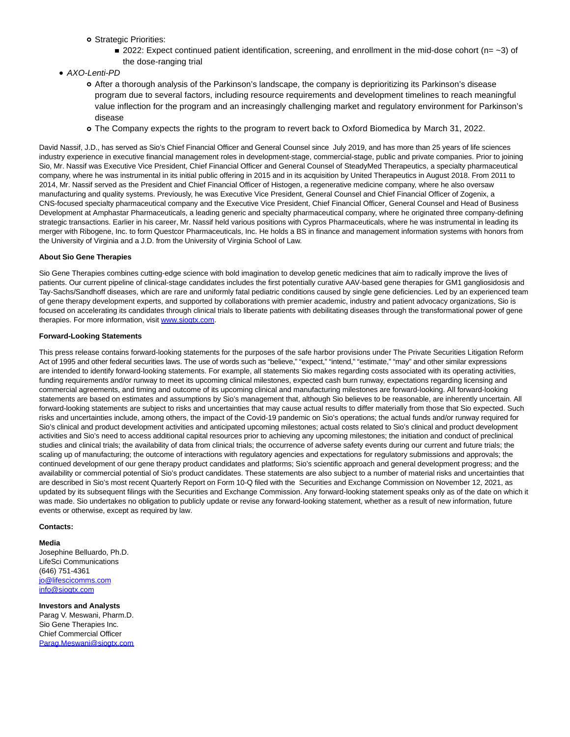- Strategic Priorities:
    - 2022: Expect continued patient identification, screening, and enrollment in the mid-dose cohort (n= ~3) of the dose-ranging trial
- *AXO-Lenti-PD*
  - After a thorough analysis of the Parkinson's landscape, the company is deprioritizing its Parkinson's disease program due to several factors, including resource requirements and development timelines to reach meaningful value inflection for the program and an increasingly challenging market and regulatory environment for Parkinson's disease
  - The Company expects the rights to the program to revert back to Oxford Biomedica by March 31, 2022.

David Nassif, J.D., has served as Sio's Chief Financial Officer and General Counsel since July 2019, and has more than 25 years of life sciences industry experience in executive financial management roles in development-stage, commercial-stage, public and private companies. Prior to joining Sio, Mr. Nassif was Executive Vice President, Chief Financial Officer and General Counsel of SteadyMed Therapeutics, a specialty pharmaceutical company, where he was instrumental in its initial public offering in 2015 and in its acquisition by United Therapeutics in August 2018. From 2011 to 2014, Mr. Nassif served as the President and Chief Financial Officer of Histogen, a regenerative medicine company, where he also oversaw manufacturing and quality systems. Previously, he was Executive Vice President, General Counsel and Chief Financial Officer of Zogenix, a CNS-focused specialty pharmaceutical company and the Executive Vice President, Chief Financial Officer, General Counsel and Head of Business Development at Amphastar Pharmaceuticals, a leading generic and specialty pharmaceutical company, where he originated three company-defining strategic transactions. Earlier in his career, Mr. Nassif held various positions with Cypros Pharmaceuticals, where he was instrumental in leading its merger with Ribogene, Inc. to form Questcor Pharmaceuticals, Inc. He holds a BS in finance and management information systems with honors from the University of Virginia and a J.D. from the University of Virginia School of Law.

**About Sio Gene Therapies**

Sio Gene Therapies combines cutting-edge science with bold imagination to develop genetic medicines that aim to radically improve the lives of patients. Our current pipeline of clinical-stage candidates includes the first potentially curative AAV-based gene therapies for GM1 gangliosidosis and Tay-Sachs/Sandhoff diseases, which are rare and uniformly fatal pediatric conditions caused by single gene deficiencies. Led by an experienced team of gene therapy development experts, and supported by collaborations with premier academic, industry and patient advocacy organizations, Sio is focused on accelerating its candidates through clinical trials to liberate patients with debilitating diseases through the transformational power of gene therapies. For more information, visit www.siogtx.com.

**Forward-Looking Statements**

This press release contains forward-looking statements for the purposes of the safe harbor provisions under The Private Securities Litigation Reform Act of 1995 and other federal securities laws. The use of words such as "believe," "expect," "intend," "estimate," "may" and other similar expressions are intended to identify forward-looking statements. For example, all statements Sio makes regarding costs associated with its operating activities, funding requirements and/or runway to meet its upcoming clinical milestones, expected cash burn runway, expectations regarding licensing and commercial agreements, and timing and outcome of its upcoming clinical and manufacturing milestones are forward-looking. All forward-looking statements are based on estimates and assumptions by Sio's management that, although Sio believes to be reasonable, are inherently uncertain. All forward-looking statements are subject to risks and uncertainties that may cause actual results to differ materially from those that Sio expected. Such risks and uncertainties include, among others, the impact of the Covid-19 pandemic on Sio's operations; the actual funds and/or runway required for Sio's clinical and product development activities and anticipated upcoming milestones; actual costs related to Sio's clinical and product development activities and Sio's need to access additional capital resources prior to achieving any upcoming milestones; the initiation and conduct of preclinical studies and clinical trials; the availability of data from clinical trials; the occurrence of adverse safety events during our current and future trials; the scaling up of manufacturing; the outcome of interactions with regulatory agencies and expectations for regulatory submissions and approvals; the continued development of our gene therapy product candidates and platforms; Sio's scientific approach and general development progress; and the availability or commercial potential of Sio's product candidates. These statements are also subject to a number of material risks and uncertainties that are described in Sio's most recent Quarterly Report on Form 10-Q filed with the Securities and Exchange Commission on November 12, 2021, as updated by its subsequent filings with the Securities and Exchange Commission. Any forward-looking statement speaks only as of the date on which it was made. Sio undertakes no obligation to publicly update or revise any forward-looking statement, whether as a result of new information, future events or otherwise, except as required by law.

**Contacts:**

**Media**
Josephine Belluardo, Ph.D.
LifeSci Communications
(646) 751-4361
jo@lifescicomms.com
info@siogtx.com

**Investors and Analysts**
Parag V. Meswani, Pharm.D.
Sio Gene Therapies Inc.
Chief Commercial Officer
Parag.Meswani@siogtx.com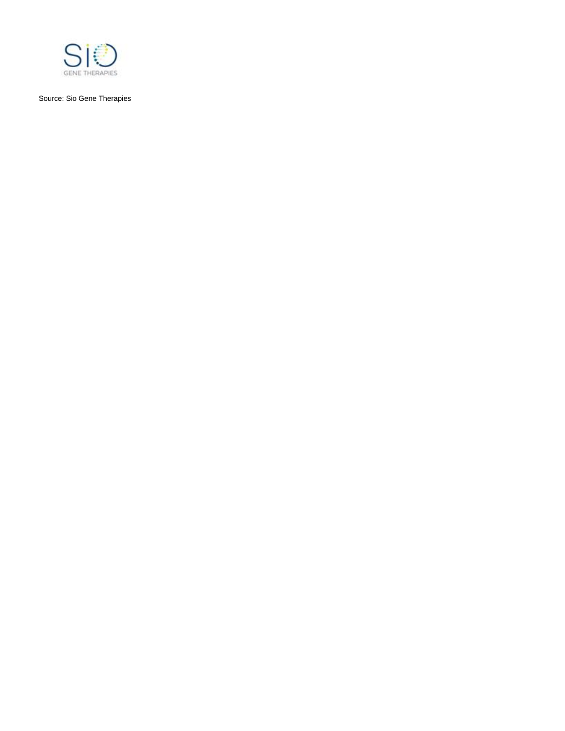Source: Sio Gene Therapies